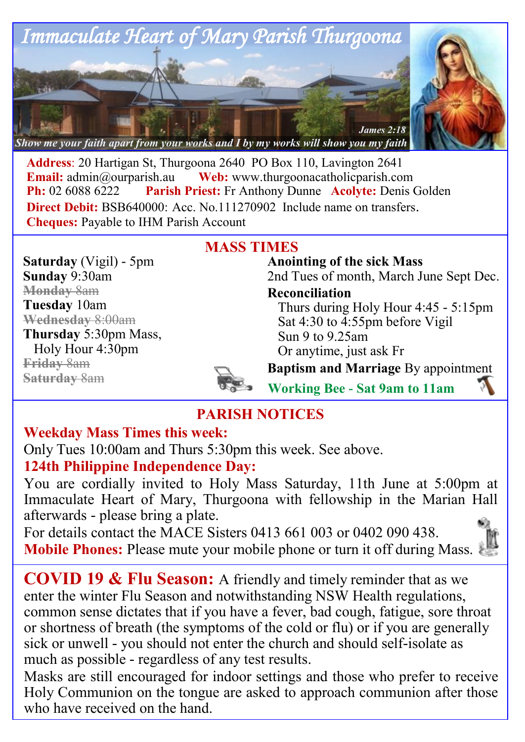# Immaculate Heart of Mary Parish Thurgoona

*Show me your faith apart from your works and I by my works will show you my faith* — *James 2:18*

**Address**: 20 Hartigan St, Thurgoona 2640 PO Box 110, Lavington 2641
**Email:** admin@ourparish.au **Web:** www.thurgoonacatholicparish.com
**Ph:** 02 6088 6222 **Parish Priest:** Fr Anthony Dunne **Acolyte:** Denis Golden
**Direct Debit:** BSB640000: Acc. No.111270902 Include name on transfers.
**Cheques:** Payable to IHM Parish Account

## MASS TIMES

**Saturday** (Vigil) - 5pm
**Sunday** 9:30am
~~**Monday** 8am~~
**Tuesday** 10am
~~**Wednesday** 8:00am~~
**Thursday** 5:30pm Mass,
Holy Hour 4:30pm
~~**Friday** 8am~~
~~**Saturday** 8am~~

**Anointing of the sick Mass**
2nd Tues of month, March June Sept Dec.

**Reconciliation**
Thurs during Holy Hour 4:45 - 5:15pm
Sat 4:30 to 4:55pm before Vigil
Sun 9 to 9.25am
Or anytime, just ask Fr

**Baptism and Marriage** By appointment

**Working Bee - Sat 9am to 11am**

## PARISH NOTICES

**Weekday Mass Times this week:**
Only Tues 10:00am and Thurs 5:30pm this week. See above.

**124th Philippine Independence Day:**
You are cordially invited to Holy Mass Saturday, 11th June at 5:00pm at Immaculate Heart of Mary, Thurgoona with fellowship in the Marian Hall afterwards - please bring a plate.
For details contact the MACE Sisters 0413 661 003 or 0402 090 438.

**Mobile Phones:** Please mute your mobile phone or turn it off during Mass.

**COVID 19 & Flu Season:** A friendly and timely reminder that as we enter the winter Flu Season and notwithstanding NSW Health regulations, common sense dictates that if you have a fever, bad cough, fatigue, sore throat or shortness of breath (the symptoms of the cold or flu) or if you are generally sick or unwell - you should not enter the church and should self-isolate as much as possible - regardless of any test results.
Masks are still encouraged for indoor settings and those who prefer to receive Holy Communion on the tongue are asked to approach communion after those who have received on the hand.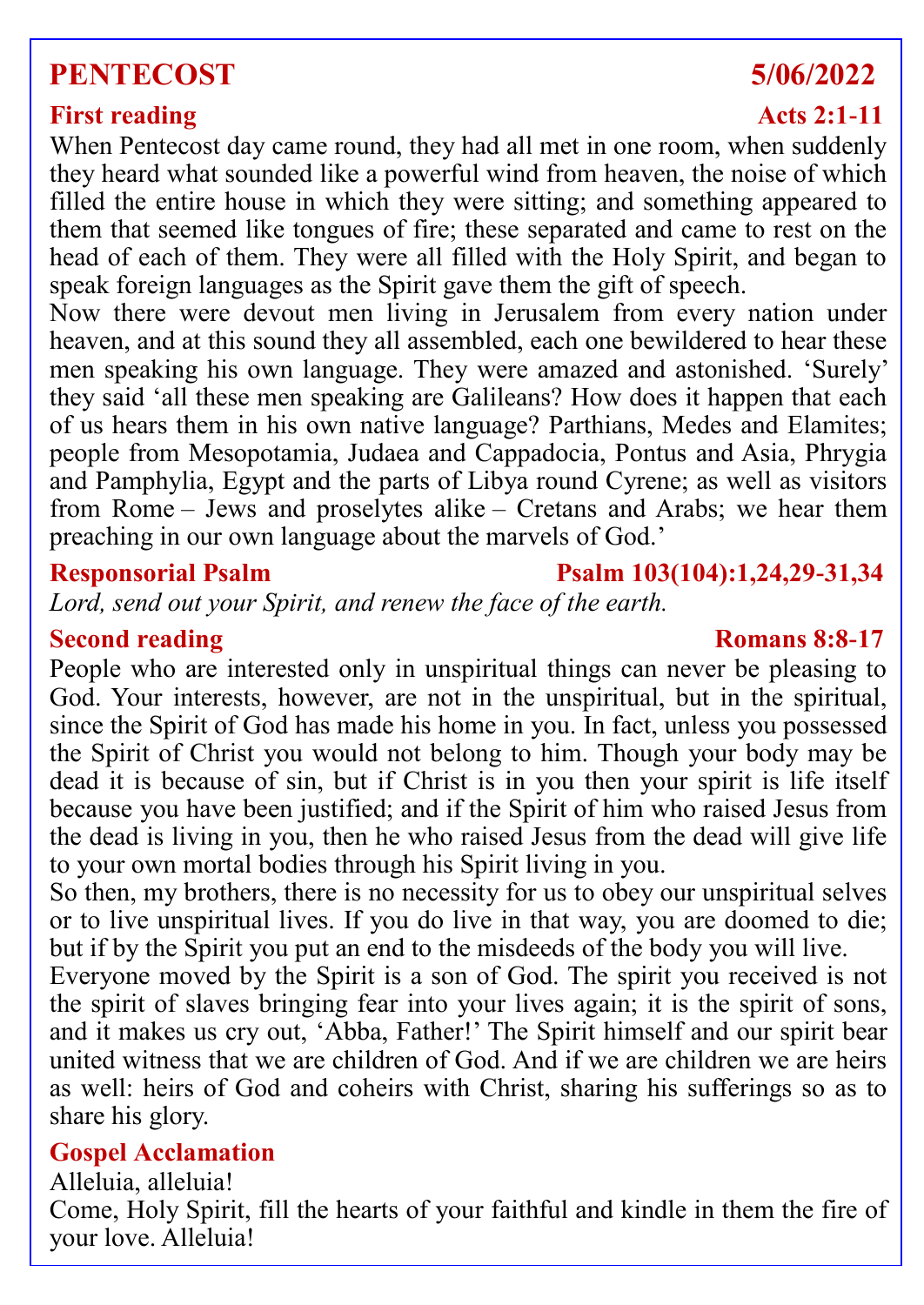# PENTECOST 5/06/2022

## First reading — Acts 2:1-11

When Pentecost day came round, they had all met in one room, when suddenly they heard what sounded like a powerful wind from heaven, the noise of which filled the entire house in which they were sitting; and something appeared to them that seemed like tongues of fire; these separated and came to rest on the head of each of them. They were all filled with the Holy Spirit, and began to speak foreign languages as the Spirit gave them the gift of speech.

Now there were devout men living in Jerusalem from every nation under heaven, and at this sound they all assembled, each one bewildered to hear these men speaking his own language. They were amazed and astonished. 'Surely' they said 'all these men speaking are Galileans? How does it happen that each of us hears them in his own native language? Parthians, Medes and Elamites; people from Mesopotamia, Judaea and Cappadocia, Pontus and Asia, Phrygia and Pamphylia, Egypt and the parts of Libya round Cyrene; as well as visitors from Rome – Jews and proselytes alike – Cretans and Arabs; we hear them preaching in our own language about the marvels of God.'

## Responsorial Psalm — Psalm 103(104):1,24,29-31,34

*Lord, send out your Spirit, and renew the face of the earth.*

## Second reading — Romans 8:8-17

People who are interested only in unspiritual things can never be pleasing to God. Your interests, however, are not in the unspiritual, but in the spiritual, since the Spirit of God has made his home in you. In fact, unless you possessed the Spirit of Christ you would not belong to him. Though your body may be dead it is because of sin, but if Christ is in you then your spirit is life itself because you have been justified; and if the Spirit of him who raised Jesus from the dead is living in you, then he who raised Jesus from the dead will give life to your own mortal bodies through his Spirit living in you.

So then, my brothers, there is no necessity for us to obey our unspiritual selves or to live unspiritual lives. If you do live in that way, you are doomed to die; but if by the Spirit you put an end to the misdeeds of the body you will live.

Everyone moved by the Spirit is a son of God. The spirit you received is not the spirit of slaves bringing fear into your lives again; it is the spirit of sons, and it makes us cry out, 'Abba, Father!' The Spirit himself and our spirit bear united witness that we are children of God. And if we are children we are heirs as well: heirs of God and coheirs with Christ, sharing his sufferings so as to share his glory.

## Gospel Acclamation

Alleluia, alleluia!
Come, Holy Spirit, fill the hearts of your faithful and kindle in them the fire of your love. Alleluia!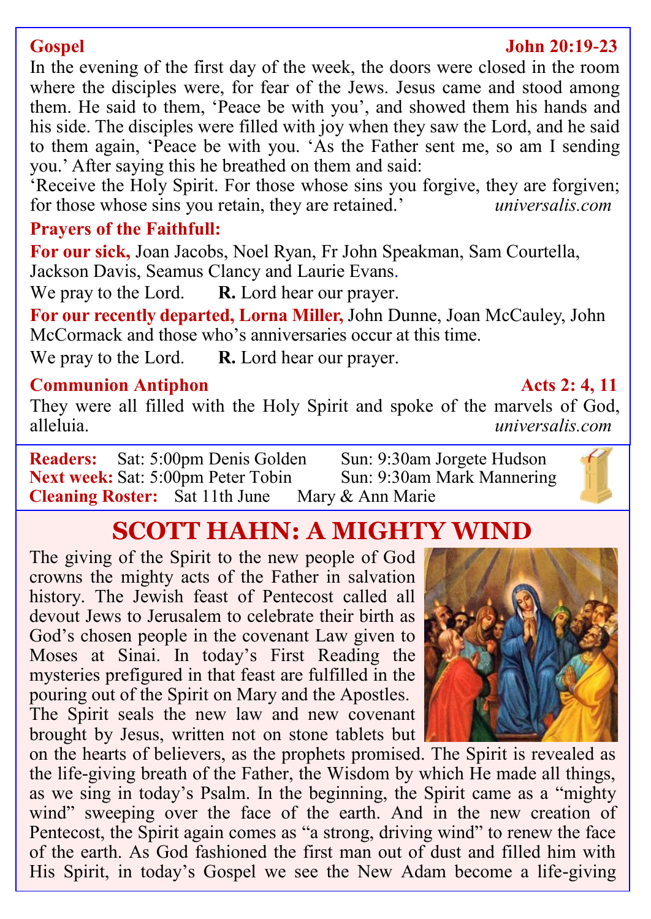**Gospel** **John 20:19-23**

In the evening of the first day of the week, the doors were closed in the room where the disciples were, for fear of the Jews. Jesus came and stood among them. He said to them, 'Peace be with you', and showed them his hands and his side. The disciples were filled with joy when they saw the Lord, and he said to them again, 'Peace be with you. 'As the Father sent me, so am I sending you.' After saying this he breathed on them and said:

'Receive the Holy Spirit. For those whose sins you forgive, they are forgiven; for those whose sins you retain, they are retained.' *universalis.com*

**Prayers of the Faithfull:**

**For our sick,** Joan Jacobs, Noel Ryan, Fr John Speakman, Sam Courtella, Jackson Davis, Seamus Clancy and Laurie Evans.

We pray to the Lord. **R.** Lord hear our prayer.

**For our recently departed, Lorna Miller,** John Dunne, Joan McCauley, John McCormack and those who's anniversaries occur at this time.

We pray to the Lord. **R.** Lord hear our prayer.

**Communion Antiphon** **Acts 2: 4, 11**

They were all filled with the Holy Spirit and spoke of the marvels of God, alleluia. *universalis.com*

**Readers:** Sat: 5:00pm Denis Golden Sun: 9:30am Jorgete Hudson
**Next week:** Sat: 5:00pm Peter Tobin Sun: 9:30am Mark Mannering
**Cleaning Roster:** Sat 11th June Mary & Ann Marie

## SCOTT HAHN: A MIGHTY WIND

The giving of the Spirit to the new people of God crowns the mighty acts of the Father in salvation history. The Jewish feast of Pentecost called all devout Jews to Jerusalem to celebrate their birth as God's chosen people in the covenant Law given to Moses at Sinai. In today's First Reading the mysteries prefigured in that feast are fulfilled in the pouring out of the Spirit on Mary and the Apostles. The Spirit seals the new law and new covenant brought by Jesus, written not on stone tablets but on the hearts of believers, as the prophets promised. The Spirit is revealed as the life-giving breath of the Father, the Wisdom by which He made all things, as we sing in today's Psalm. In the beginning, the Spirit came as a "mighty wind" sweeping over the face of the earth. And in the new creation of Pentecost, the Spirit again comes as "a strong, driving wind" to renew the face of the earth. As God fashioned the first man out of dust and filled him with His Spirit, in today's Gospel we see the New Adam become a life-giving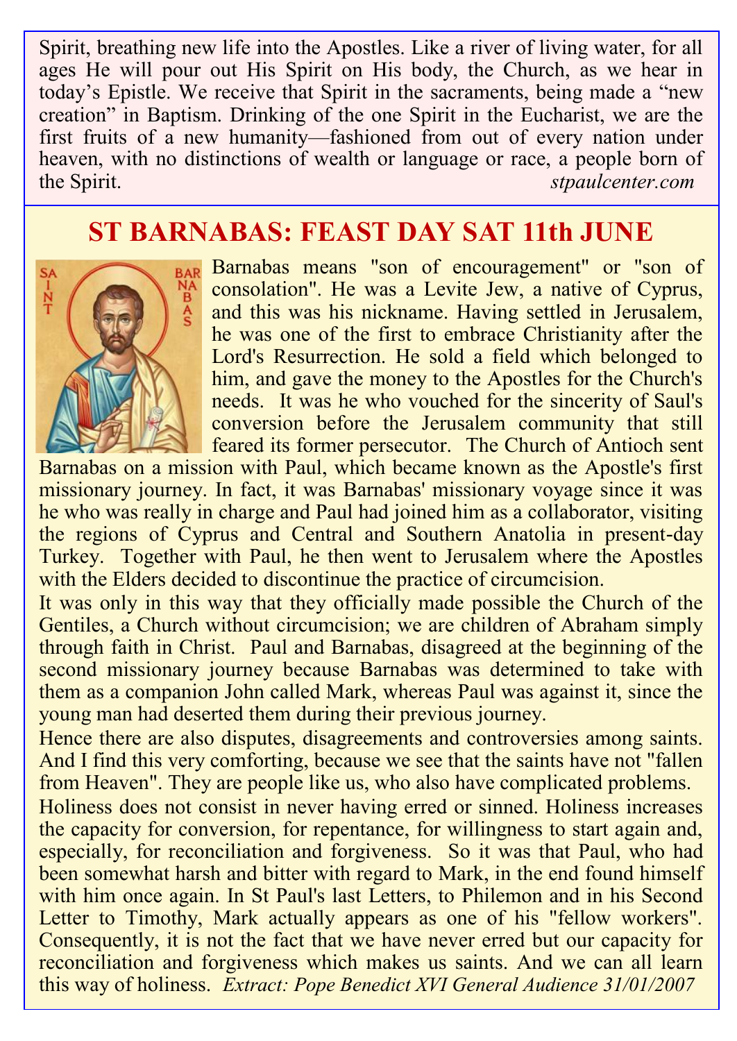Spirit, breathing new life into the Apostles. Like a river of living water, for all ages He will pour out His Spirit on His body, the Church, as we hear in today's Epistle. We receive that Spirit in the sacraments, being made a "new creation" in Baptism. Drinking of the one Spirit in the Eucharist, we are the first fruits of a new humanity—fashioned from out of every nation under heaven, with no distinctions of wealth or language or race, a people born of the Spirit. *stpaulcenter.com*

## ST BARNABAS: FEAST DAY SAT 11th JUNE

Barnabas means "son of encouragement" or "son of consolation". He was a Levite Jew, a native of Cyprus, and this was his nickname. Having settled in Jerusalem, he was one of the first to embrace Christianity after the Lord's Resurrection. He sold a field which belonged to him, and gave the money to the Apostles for the Church's needs. It was he who vouched for the sincerity of Saul's conversion before the Jerusalem community that still feared its former persecutor. The Church of Antioch sent Barnabas on a mission with Paul, which became known as the Apostle's first missionary journey. In fact, it was Barnabas' missionary voyage since it was he who was really in charge and Paul had joined him as a collaborator, visiting the regions of Cyprus and Central and Southern Anatolia in present-day Turkey. Together with Paul, he then went to Jerusalem where the Apostles with the Elders decided to discontinue the practice of circumcision.

It was only in this way that they officially made possible the Church of the Gentiles, a Church without circumcision; we are children of Abraham simply through faith in Christ. Paul and Barnabas, disagreed at the beginning of the second missionary journey because Barnabas was determined to take with them as a companion John called Mark, whereas Paul was against it, since the young man had deserted them during their previous journey.

Hence there are also disputes, disagreements and controversies among saints. And I find this very comforting, because we see that the saints have not "fallen from Heaven". They are people like us, who also have complicated problems.

Holiness does not consist in never having erred or sinned. Holiness increases the capacity for conversion, for repentance, for willingness to start again and, especially, for reconciliation and forgiveness. So it was that Paul, who had been somewhat harsh and bitter with regard to Mark, in the end found himself with him once again. In St Paul's last Letters, to Philemon and in his Second Letter to Timothy, Mark actually appears as one of his "fellow workers". Consequently, it is not the fact that we have never erred but our capacity for reconciliation and forgiveness which makes us saints. And we can all learn this way of holiness. *Extract: Pope Benedict XVI General Audience 31/01/2007*